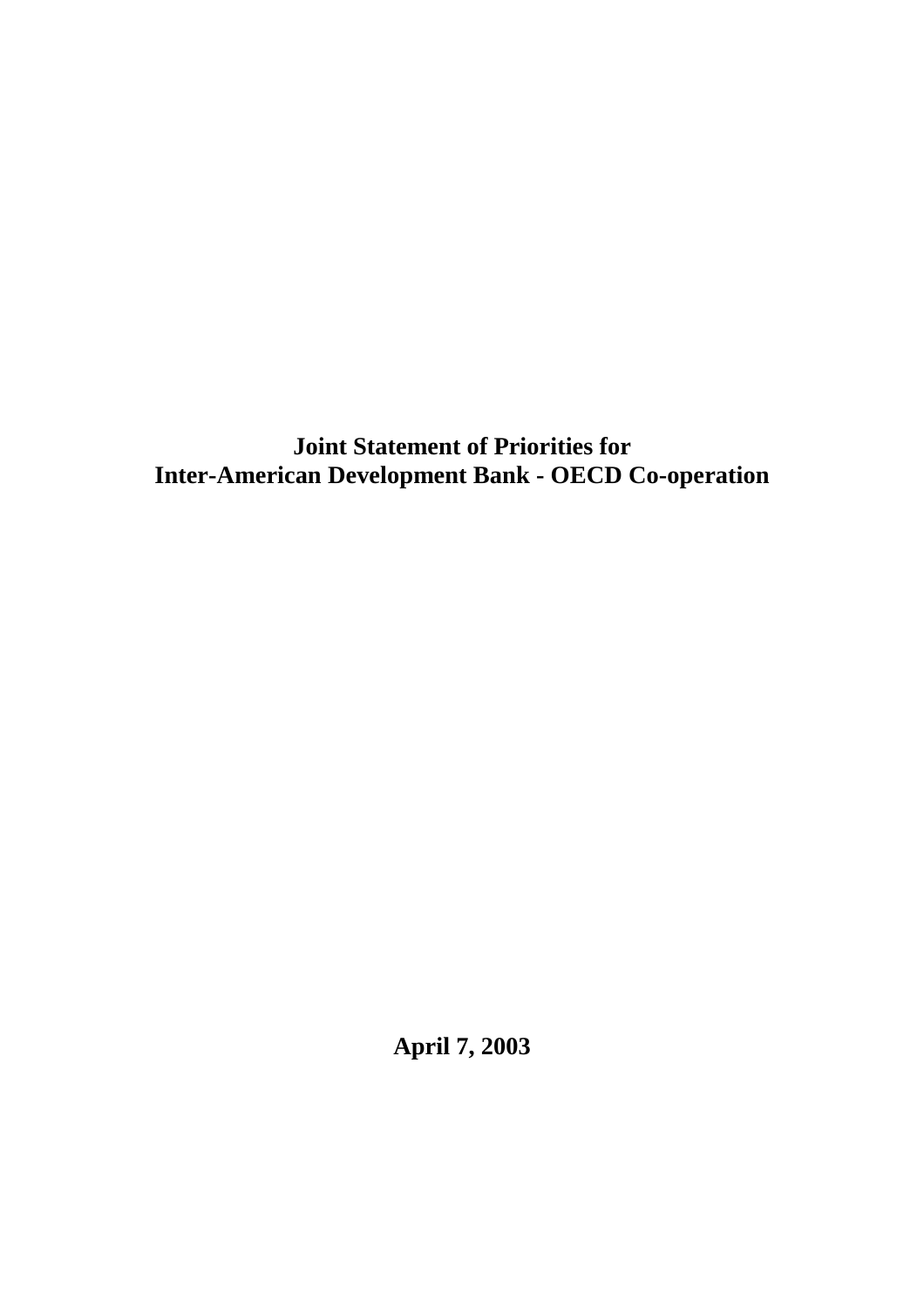# Joint Statement of Priorities for Inter-American Development Bank - OECD Co-operation

**April 7, 2003**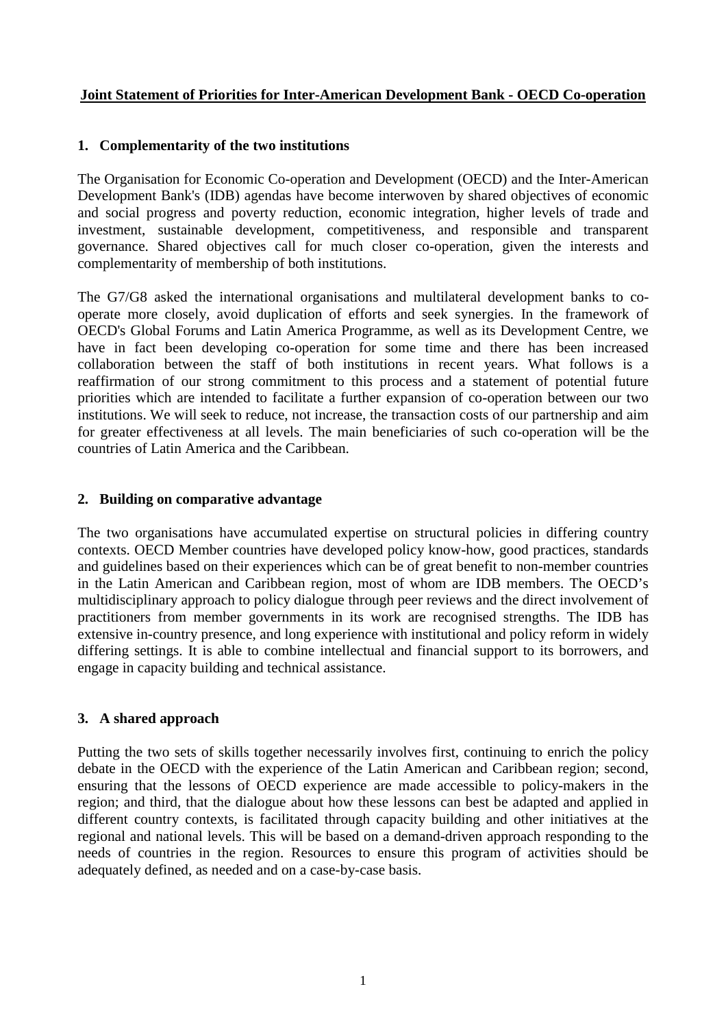# Joint Statement of Priorities for Inter-American Development Bank - OECD Co-operation

## 1. Complementarity of the two institutions

The Organisation for Economic Co-operation and Development (OECD) and the Inter-American Development Bank's (IDB) agendas have become interwoven by shared objectives of economic and social progress and poverty reduction, economic integration, higher levels of trade and investment, sustainable development, competitiveness, and responsible and transparent governance. Shared objectives call for much closer co-operation, given the interests and complementarity of membership of both institutions.

The G7/G8 asked the international organisations and multilateral development banks to co-operate more closely, avoid duplication of efforts and seek synergies. In the framework of OECD's Global Forums and Latin America Programme, as well as its Development Centre, we have in fact been developing co-operation for some time and there has been increased collaboration between the staff of both institutions in recent years. What follows is a reaffirmation of our strong commitment to this process and a statement of potential future priorities which are intended to facilitate a further expansion of co-operation between our two institutions. We will seek to reduce, not increase, the transaction costs of our partnership and aim for greater effectiveness at all levels. The main beneficiaries of such co-operation will be the countries of Latin America and the Caribbean.

## 2. Building on comparative advantage

The two organisations have accumulated expertise on structural policies in differing country contexts. OECD Member countries have developed policy know-how, good practices, standards and guidelines based on their experiences which can be of great benefit to non-member countries in the Latin American and Caribbean region, most of whom are IDB members. The OECD's multidisciplinary approach to policy dialogue through peer reviews and the direct involvement of practitioners from member governments in its work are recognised strengths. The IDB has extensive in-country presence, and long experience with institutional and policy reform in widely differing settings. It is able to combine intellectual and financial support to its borrowers, and engage in capacity building and technical assistance.

## 3. A shared approach

Putting the two sets of skills together necessarily involves first, continuing to enrich the policy debate in the OECD with the experience of the Latin American and Caribbean region; second, ensuring that the lessons of OECD experience are made accessible to policy-makers in the region; and third, that the dialogue about how these lessons can best be adapted and applied in different country contexts, is facilitated through capacity building and other initiatives at the regional and national levels. This will be based on a demand-driven approach responding to the needs of countries in the region. Resources to ensure this program of activities should be adequately defined, as needed and on a case-by-case basis.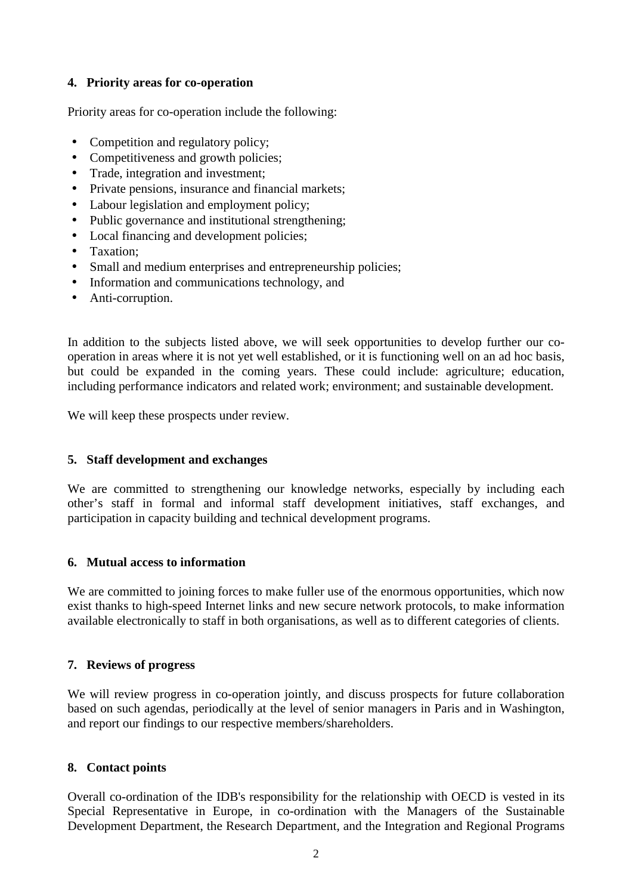## 4. Priority areas for co-operation

Priority areas for co-operation include the following:

- Competition and regulatory policy;
- Competitiveness and growth policies;
- Trade, integration and investment;
- Private pensions, insurance and financial markets;
- Labour legislation and employment policy;
- Public governance and institutional strengthening;
- Local financing and development policies;
- Taxation;
- Small and medium enterprises and entrepreneurship policies;
- Information and communications technology, and
- Anti-corruption.

In addition to the subjects listed above, we will seek opportunities to develop further our co-operation in areas where it is not yet well established, or it is functioning well on an ad hoc basis, but could be expanded in the coming years. These could include: agriculture; education, including performance indicators and related work; environment; and sustainable development.

We will keep these prospects under review.

## 5. Staff development and exchanges

We are committed to strengthening our knowledge networks, especially by including each other's staff in formal and informal staff development initiatives, staff exchanges, and participation in capacity building and technical development programs.

## 6. Mutual access to information

We are committed to joining forces to make fuller use of the enormous opportunities, which now exist thanks to high-speed Internet links and new secure network protocols, to make information available electronically to staff in both organisations, as well as to different categories of clients.

## 7. Reviews of progress

We will review progress in co-operation jointly, and discuss prospects for future collaboration based on such agendas, periodically at the level of senior managers in Paris and in Washington, and report our findings to our respective members/shareholders.

## 8. Contact points

Overall co-ordination of the IDB's responsibility for the relationship with OECD is vested in its Special Representative in Europe, in co-ordination with the Managers of the Sustainable Development Department, the Research Department, and the Integration and Regional Programs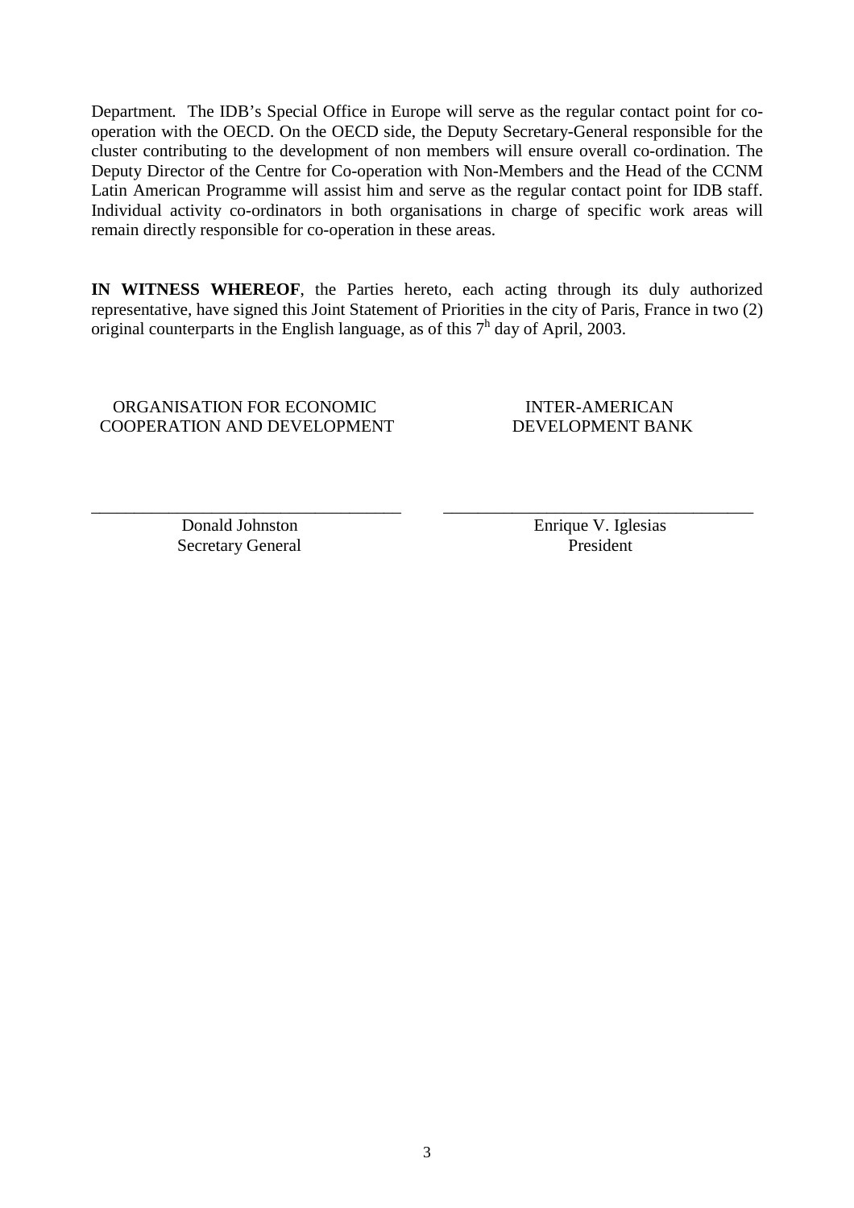Department. The IDB's Special Office in Europe will serve as the regular contact point for co-operation with the OECD. On the OECD side, the Deputy Secretary-General responsible for the cluster contributing to the development of non members will ensure overall co-ordination. The Deputy Director of the Centre for Co-operation with Non-Members and the Head of the CCNM Latin American Programme will assist him and serve as the regular contact point for IDB staff. Individual activity co-ordinators in both organisations in charge of specific work areas will remain directly responsible for co-operation in these areas.

**IN WITNESS WHEREOF**, the Parties hereto, each acting through its duly authorized representative, have signed this Joint Statement of Priorities in the city of Paris, France in two (2) original counterparts in the English language, as of this 7h day of April, 2003.

| | |
|---|---|
| ORGANISATION FOR ECONOMIC COOPERATION AND DEVELOPMENT | INTER-AMERICAN DEVELOPMENT BANK |
| ___________________________________ | ___________________________________ |
| Donald Johnston<br>Secretary General | Enrique V. Iglesias<br>President |